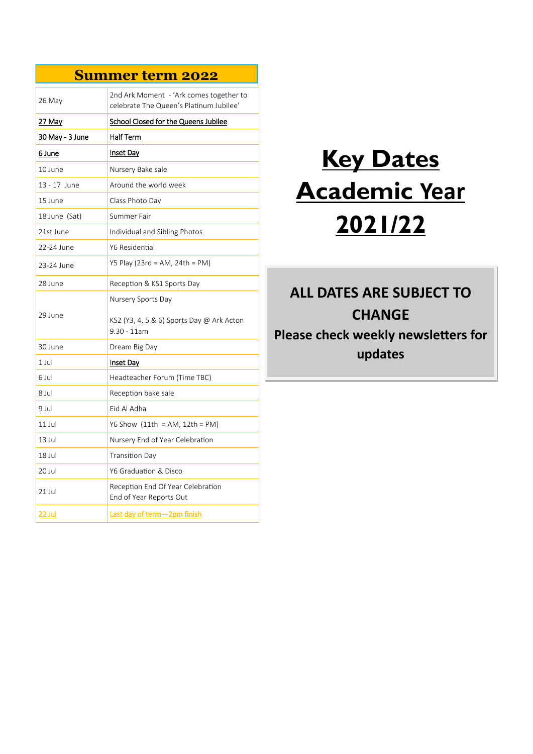# Key Dates Academic Year 2021/22

**ALL DATES ARE SUBJECT TO CHANGE**

**Please check weekly newsletters for updates**

## Summer term 2022

| | |
|---|---|
| 26 May | 2nd Ark Moment - 'Ark comes together to celebrate The Queen's Platinum Jubilee' |
| 27 May | School Closed for the Queens Jubilee |
| 30 May - 3 June | Half Term |
| 6 June | Inset Day |
| 10 June | Nursery Bake sale |
| 13 - 17 June | Around the world week |
| 15 June | Class Photo Day |
| 18 June (Sat) | Summer Fair |
| 21st June | Individual and Sibling Photos |
| 22-24 June | Y6 Residential |
| 23-24 June | Y5 Play (23rd = AM, 24th = PM) |
| 28 June | Reception & KS1 Sports Day |
| 29 June | Nursery Sports Day<br><br>KS2 (Y3, 4, 5 & 6) Sports Day @ Ark Acton 9.30 - 11am |
| 30 June | Dream Big Day |
| 1 Jul | Inset Day |
| 6 Jul | Headteacher Forum (Time TBC) |
| 8 Jul | Reception bake sale |
| 9 Jul | Eid Al Adha |
| 11 Jul | Y6 Show (11th = AM, 12th = PM) |
| 13 Jul | Nursery End of Year Celebration |
| 18 Jul | Transition Day |
| 20 Jul | Y6 Graduation & Disco |
| 21 Jul | Reception End Of Year Celebration<br>End of Year Reports Out |
| 22 Jul | Last day of term—2pm finish |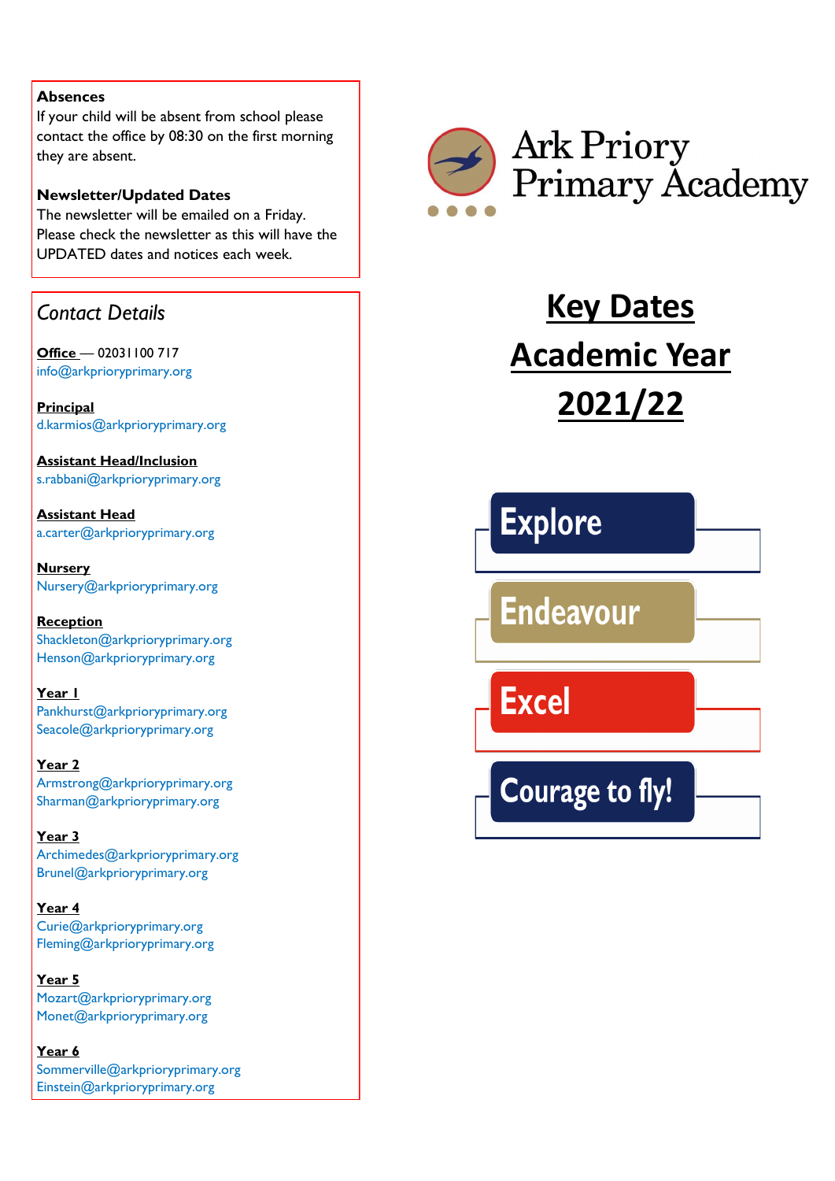**Absences**
If your child will be absent from school please contact the office by 08:30 on the first morning they are absent.

**Newsletter/Updated Dates**
The newsletter will be emailed on a Friday. Please check the newsletter as this will have the UPDATED dates and notices each week.

## *Contact Details*

**Office** — 02031100 717
info@arkprioryprimary.org

**Principal**
d.karmios@arkprioryprimary.org

**Assistant Head/Inclusion**
s.rabbani@arkprioryprimary.org

**Assistant Head**
a.carter@arkprioryprimary.org

**Nursery**
Nursery@arkprioryprimary.org

**Reception**
Shackleton@arkprioryprimary.org
Henson@arkprioryprimary.org

**Year 1**
Pankhurst@arkprioryprimary.org
Seacole@arkprioryprimary.org

**Year 2**
Armstrong@arkprioryprimary.org
Sharman@arkprioryprimary.org

**Year 3**
Archimedes@arkprioryprimary.org
Brunel@arkprioryprimary.org

**Year 4**
Curie@arkprioryprimary.org
Fleming@arkprioryprimary.org

**Year 5**
Mozart@arkprioryprimary.org
Monet@arkprioryprimary.org

**Year 6**
Sommerville@arkprioryprimary.org
Einstein@arkprioryprimary.org

Ark Priory Primary Academy

# Key Dates Academic Year 2021/22

**Explore**

**Endeavour**

**Excel**

**Courage to fly!**